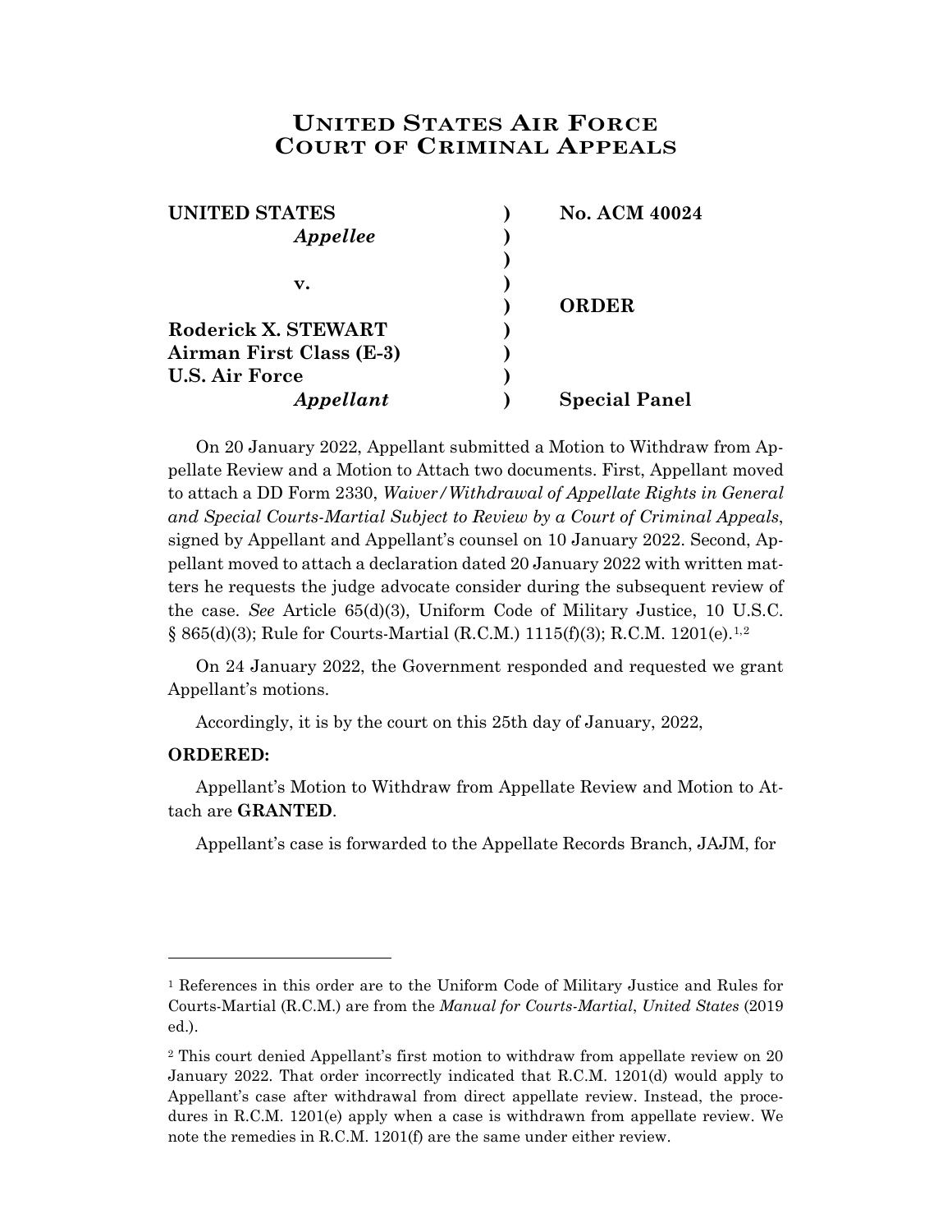# UNITED STATES AIR FORCE COURT OF CRIMINAL APPEALS

| | | |
|---|---|---|
| **UNITED STATES** | ) | **No. ACM 40024** |
| ***Appellee*** | ) | |
| | ) | |
| **v.** | ) | |
| | ) | **ORDER** |
| **Roderick X. STEWART** | ) | |
| **Airman First Class (E-3)** | ) | |
| **U.S. Air Force** | ) | |
| ***Appellant*** | ) | **Special Panel** |

On 20 January 2022, Appellant submitted a Motion to Withdraw from Appellate Review and a Motion to Attach two documents. First, Appellant moved to attach a DD Form 2330, *Waiver/Withdrawal of Appellate Rights in General and Special Courts-Martial Subject to Review by a Court of Criminal Appeals*, signed by Appellant and Appellant's counsel on 10 January 2022. Second, Appellant moved to attach a declaration dated 20 January 2022 with written matters he requests the judge advocate consider during the subsequent review of the case. *See* Article 65(d)(3), Uniform Code of Military Justice, 10 U.S.C. § 865(d)(3); Rule for Courts-Martial (R.C.M.) 1115(f)(3); R.C.M. 1201(e).[1,2]

On 24 January 2022, the Government responded and requested we grant Appellant's motions.

Accordingly, it is by the court on this 25th day of January, 2022,

**ORDERED:**

Appellant's Motion to Withdraw from Appellate Review and Motion to Attach are **GRANTED**.

Appellant's case is forwarded to the Appellate Records Branch, JAJM, for

---

[1] References in this order are to the Uniform Code of Military Justice and Rules for Courts-Martial (R.C.M.) are from the *Manual for Courts-Martial*, *United States* (2019 ed.).

[2] This court denied Appellant's first motion to withdraw from appellate review on 20 January 2022. That order incorrectly indicated that R.C.M. 1201(d) would apply to Appellant's case after withdrawal from direct appellate review. Instead, the procedures in R.C.M. 1201(e) apply when a case is withdrawn from appellate review. We note the remedies in R.C.M. 1201(f) are the same under either review.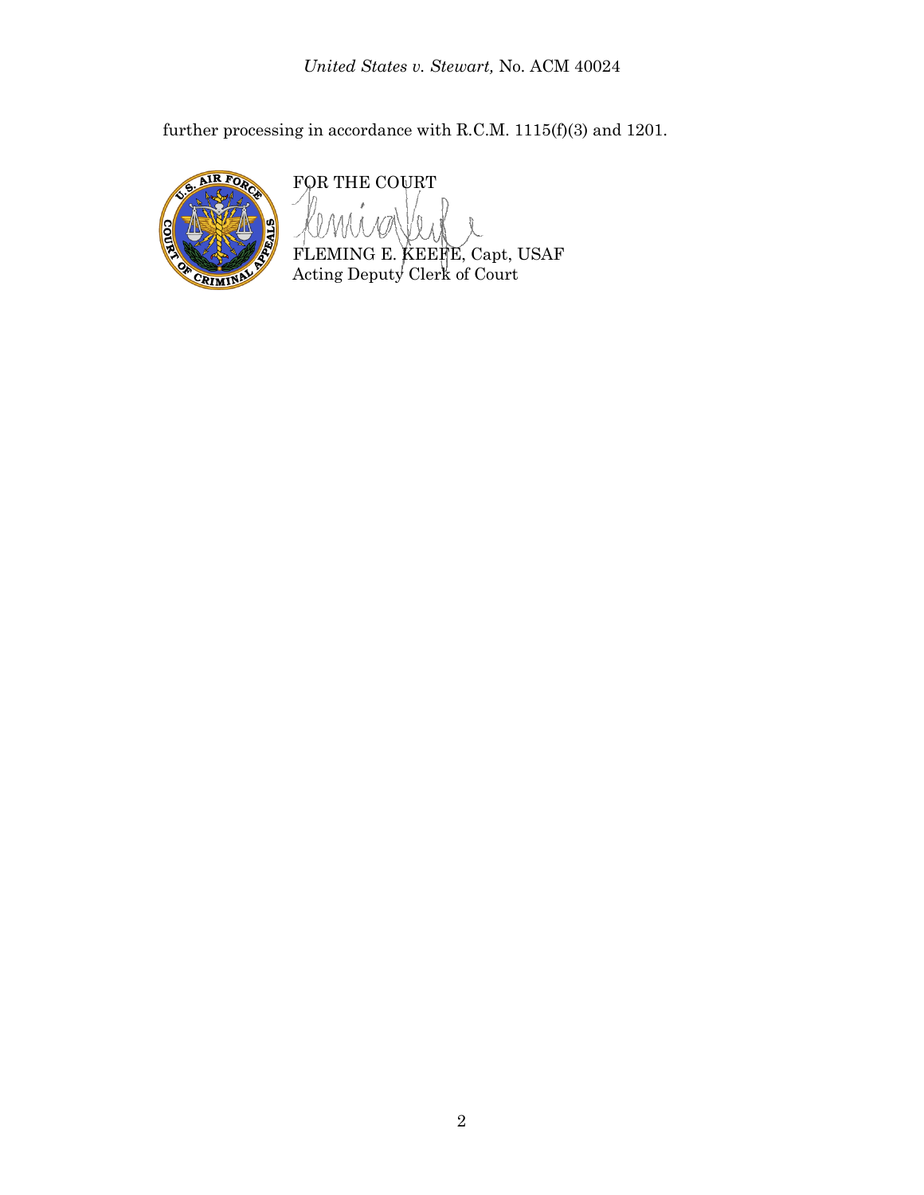further processing in accordance with R.C.M. 1115(f)(3) and 1201.

FOR THE COURT

FLEMING E. KEEFE, Capt, USAF
Acting Deputy Clerk of Court